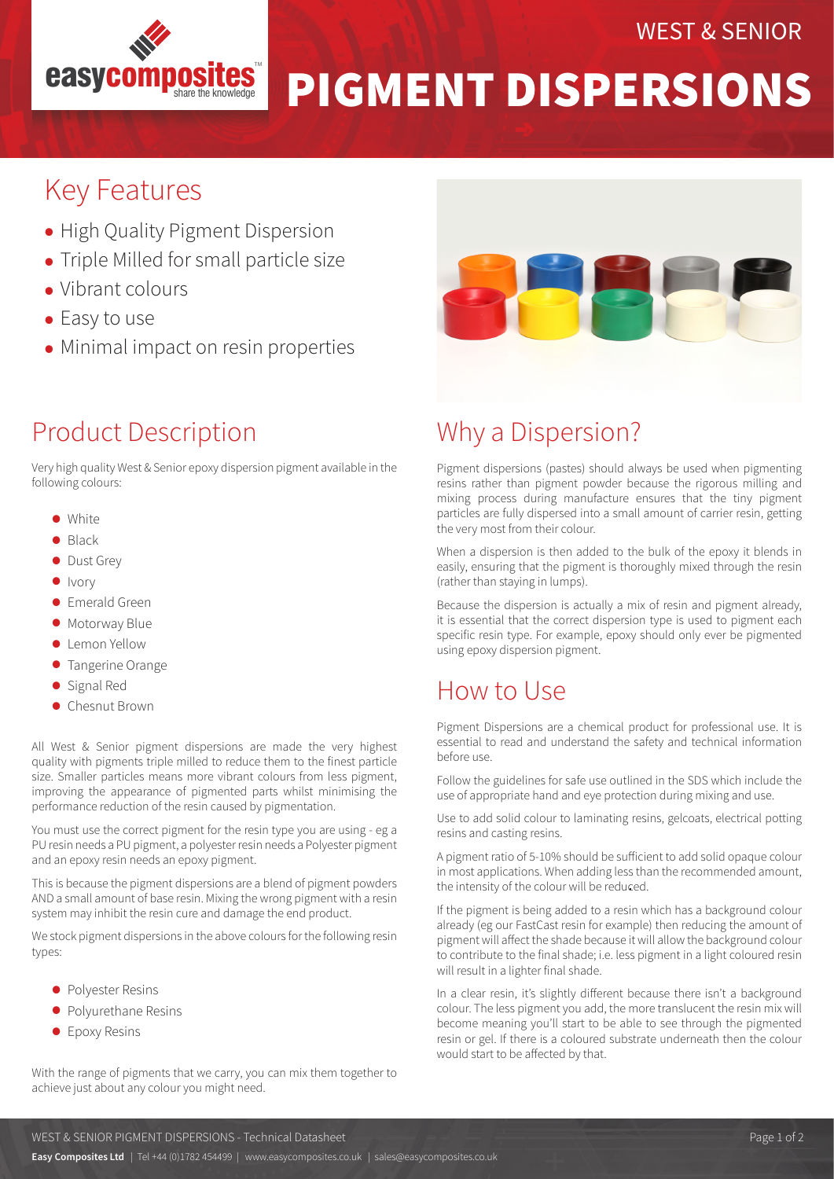# WEST & SENIOR PIGMENT DISPERSIONS

## Key Features

- High Quality Pigment Dispersion
- Triple Milled for small particle size
- Vibrant colours
- Easy to use
- Minimal impact on resin properties

## Product Description

Very high quality West & Senior epoxy dispersion pigment available in the following colours:

- White
- Black
- Dust Grey
- Ivory
- Emerald Green
- Motorway Blue
- Lemon Yellow
- Tangerine Orange
- Signal Red
- Chesnut Brown

All West & Senior pigment dispersions are made the very highest quality with pigments triple milled to reduce them to the finest particle size. Smaller particles means more vibrant colours from less pigment, improving the appearance of pigmented parts whilst minimising the performance reduction of the resin caused by pigmentation.

You must use the correct pigment for the resin type you are using - eg a PU resin needs a PU pigment, a polyester resin needs a Polyester pigment and an epoxy resin needs an epoxy pigment.

This is because the pigment dispersions are a blend of pigment powders AND a small amount of base resin. Mixing the wrong pigment with a resin system may inhibit the resin cure and damage the end product.

We stock pigment dispersions in the above colours for the following resin types:

- Polyester Resins
- Polyurethane Resins
- Epoxy Resins

With the range of pigments that we carry, you can mix them together to achieve just about any colour you might need.

## Why a Dispersion?

Pigment dispersions (pastes) should always be used when pigmenting resins rather than pigment powder because the rigorous milling and mixing process during manufacture ensures that the tiny pigment particles are fully dispersed into a small amount of carrier resin, getting the very most from their colour.

When a dispersion is then added to the bulk of the epoxy it blends in easily, ensuring that the pigment is thoroughly mixed through the resin (rather than staying in lumps).

Because the dispersion is actually a mix of resin and pigment already, it is essential that the correct dispersion type is used to pigment each specific resin type. For example, epoxy should only ever be pigmented using epoxy dispersion pigment.

## How to Use

Pigment Dispersions are a chemical product for professional use. It is essential to read and understand the safety and technical information before use.

Follow the guidelines for safe use outlined in the SDS which include the use of appropriate hand and eye protection during mixing and use.

Use to add solid colour to laminating resins, gelcoats, electrical potting resins and casting resins.

A pigment ratio of 5-10% should be sufficient to add solid opaque colour in most applications. When adding less than the recommended amount, the intensity of the colour will be reduced.

If the pigment is being added to a resin which has a background colour already (eg our FastCast resin for example) then reducing the amount of pigment will affect the shade because it will allow the background colour to contribute to the final shade; i.e. less pigment in a light coloured resin will result in a lighter final shade.

In a clear resin, it's slightly different because there isn't a background colour. The less pigment you add, the more translucent the resin mix will become meaning you'll start to be able to see through the pigmented resin or gel. If there is a coloured substrate underneath then the colour would start to be affected by that.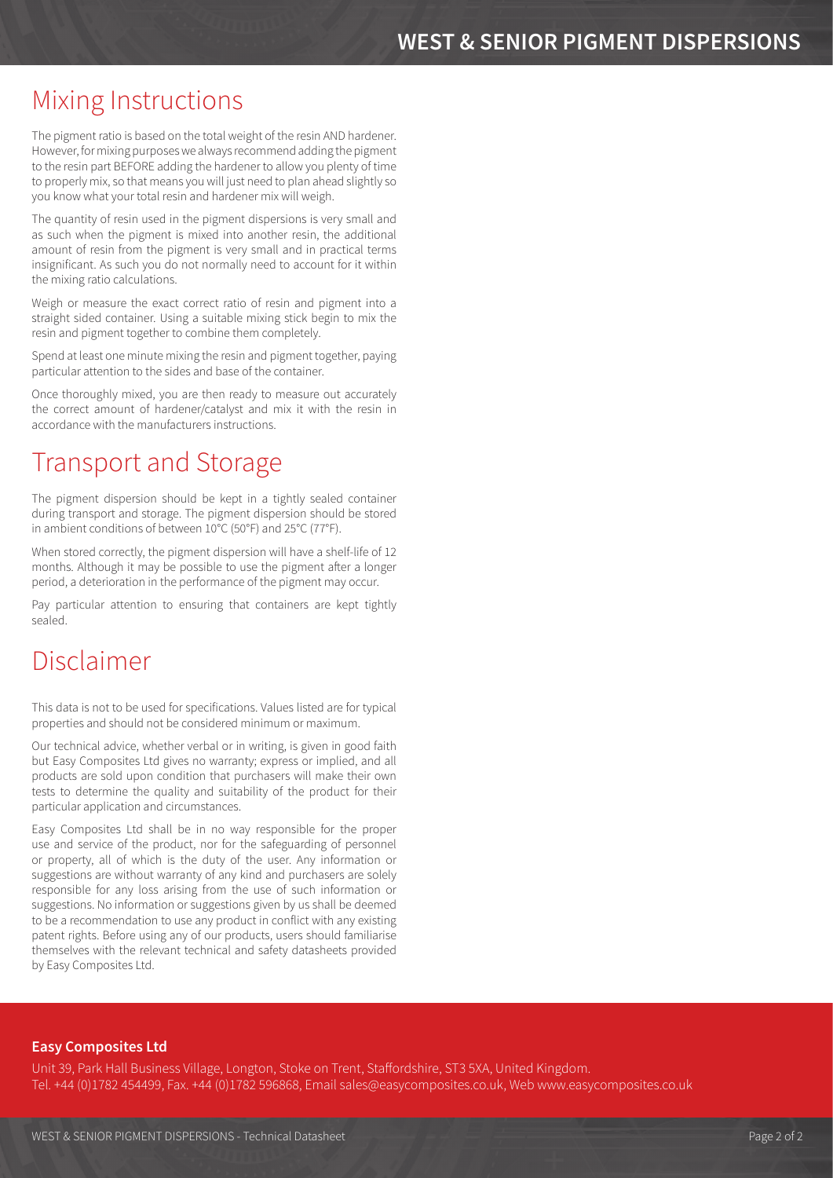## Mixing Instructions

The pigment ratio is based on the total weight of the resin AND hardener. However, for mixing purposes we always recommend adding the pigment to the resin part BEFORE adding the hardener to allow you plenty of time to properly mix, so that means you will just need to plan ahead slightly so you know what your total resin and hardener mix will weigh.

The quantity of resin used in the pigment dispersions is very small and as such when the pigment is mixed into another resin, the additional amount of resin from the pigment is very small and in practical terms insignificant. As such you do not normally need to account for it within the mixing ratio calculations.

Weigh or measure the exact correct ratio of resin and pigment into a straight sided container. Using a suitable mixing stick begin to mix the resin and pigment together to combine them completely.

Spend at least one minute mixing the resin and pigment together, paying particular attention to the sides and base of the container.

Once thoroughly mixed, you are then ready to measure out accurately the correct amount of hardener/catalyst and mix it with the resin in accordance with the manufacturers instructions.

## Transport and Storage

The pigment dispersion should be kept in a tightly sealed container during transport and storage. The pigment dispersion should be stored in ambient conditions of between 10°C (50°F) and 25°C (77°F).

When stored correctly, the pigment dispersion will have a shelf-life of 12 months. Although it may be possible to use the pigment after a longer period, a deterioration in the performance of the pigment may occur.

Pay particular attention to ensuring that containers are kept tightly sealed.

## Disclaimer

This data is not to be used for specifications. Values listed are for typical properties and should not be considered minimum or maximum.

Our technical advice, whether verbal or in writing, is given in good faith but Easy Composites Ltd gives no warranty; express or implied, and all products are sold upon condition that purchasers will make their own tests to determine the quality and suitability of the product for their particular application and circumstances.

Easy Composites Ltd shall be in no way responsible for the proper use and service of the product, nor for the safeguarding of personnel or property, all of which is the duty of the user. Any information or suggestions are without warranty of any kind and purchasers are solely responsible for any loss arising from the use of such information or suggestions. No information or suggestions given by us shall be deemed to be a recommendation to use any product in conflict with any existing patent rights. Before using any of our products, users should familiarise themselves with the relevant technical and safety datasheets provided by Easy Composites Ltd.

**Easy Composites Ltd**

Unit 39, Park Hall Business Village, Longton, Stoke on Trent, Staffordshire, ST3 5XA, United Kingdom.
Tel. +44 (0)1782 454499, Fax. +44 (0)1782 596868, Email sales@easycomposites.co.uk, Web www.easycomposites.co.uk